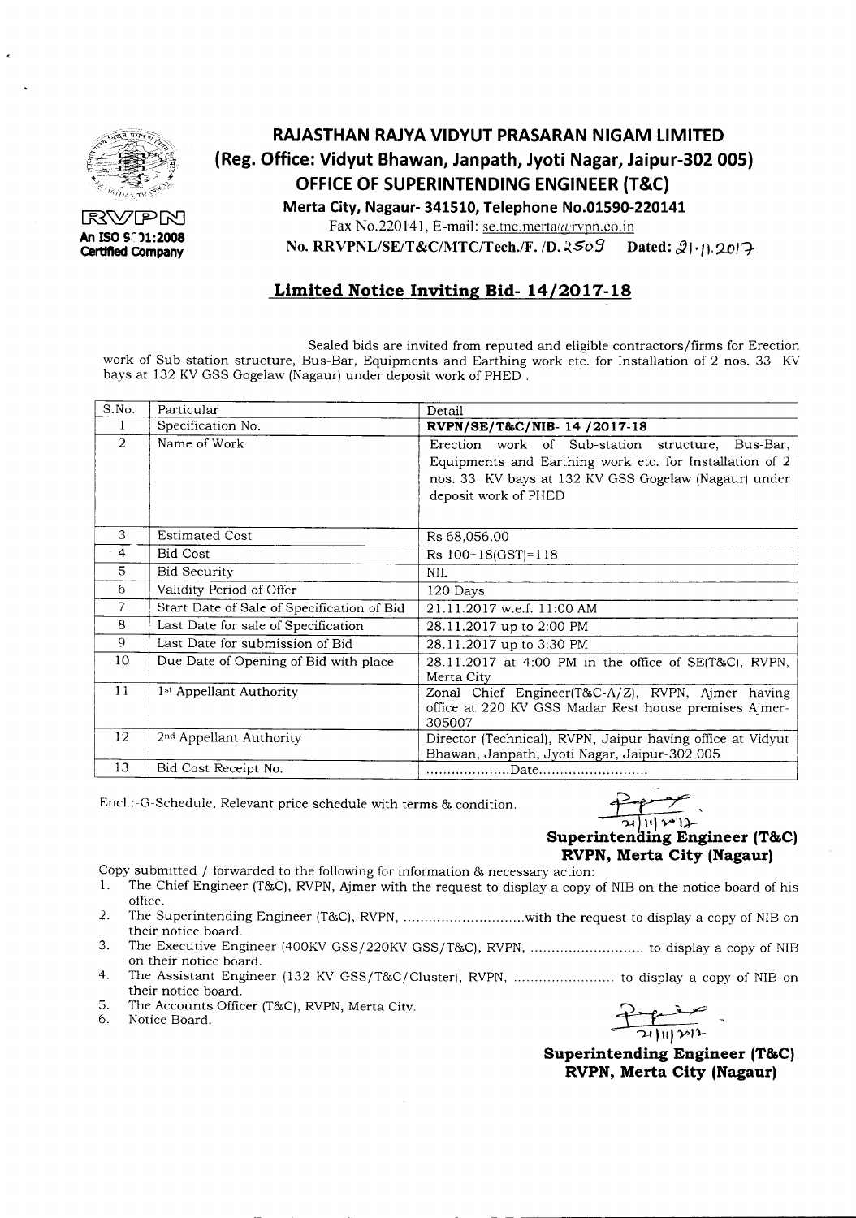RVPN

An ISO 9001:2008 Certified Company

# RAJASTHAN RAJYA VIDYUT PRASARAN NIGAM LIMITED

## (Reg. Office: Vidyut Bhawan, Janpath, Jyoti Nagar, Jaipur-302 005)

## OFFICE OF SUPERINTENDING ENGINEER (T&C)

**Merta City, Nagaur- 341510, Telephone No.01590-220141**

Fax No.220141, E-mail: se.tnc.merta@rvpn.co.in

**No. RRVPNL/SE/T&C/MTC/Tech./F. /D. 2509 Dated: 21.11.2017**

## Limited Notice Inviting Bid- 14/2017-18

Sealed bids are invited from reputed and eligible contractors/firms for Erection work of Sub-station structure, Bus-Bar, Equipments and Earthing work etc. for Installation of 2 nos. 33 KV bays at 132 KV GSS Gogelaw (Nagaur) under deposit work of PHED .

| S.No. | Particular | Detail |
|---|---|---|
| 1 | Specification No. | **RVPN/SE/T&C/NIB- 14 /2017-18** |
| 2 | Name of Work | Erection work of Sub-station structure, Bus-Bar, Equipments and Earthing work etc. for Installation of 2 nos. 33 KV bays at 132 KV GSS Gogelaw (Nagaur) under deposit work of PHED |
| 3 | Estimated Cost | Rs 68,056.00 |
| 4 | Bid Cost | Rs 100+18(GST)=118 |
| 5 | Bid Security | NIL |
| 6 | Validity Period of Offer | 120 Days |
| 7 | Start Date of Sale of Specification of Bid | 21.11.2017 w.e.f. 11:00 AM |
| 8 | Last Date for sale of Specification | 28.11.2017 up to 2:00 PM |
| 9 | Last Date for submission of Bid | 28.11.2017 up to 3:30 PM |
| 10 | Due Date of Opening of Bid with place | 28.11.2017 at 4:00 PM in the office of SE(T&C), RVPN, Merta City |
| 11 | 1st Appellant Authority | Zonal Chief Engineer(T&C-A/Z), RVPN, Ajmer having office at 220 KV GSS Madar Rest house premises Ajmer-305007 |
| 12 | 2nd Appellant Authority | Director (Technical), RVPN, Jaipur having office at Vidyut Bhawan, Janpath, Jyoti Nagar, Jaipur-302 005 |
| 13 | Bid Cost Receipt No. | ....................Date.......................... |

Encl.:-G-Schedule, Relevant price schedule with terms & condition.

21/11/2017

**Superintending Engineer (T&C)**
**RVPN, Merta City (Nagaur)**

Copy submitted / forwarded to the following for information & necessary action:

1. The Chief Engineer (T&C), RVPN, Ajmer with the request to display a copy of NIB on the notice board of his office.
2. The Superintending Engineer (T&C), RVPN, .............................with the request to display a copy of NIB on their notice board.
3. The Executive Engineer (400KV GSS/220KV GSS/T&C), RVPN, ........................... to display a copy of NIB on their notice board.
4. The Assistant Engineer (132 KV GSS/T&C/Cluster), RVPN, ........................ to display a copy of NIB on their notice board.
5. The Accounts Officer (T&C), RVPN, Merta City.
6. Notice Board.

21/11/2017

**Superintending Engineer (T&C)**
**RVPN, Merta City (Nagaur)**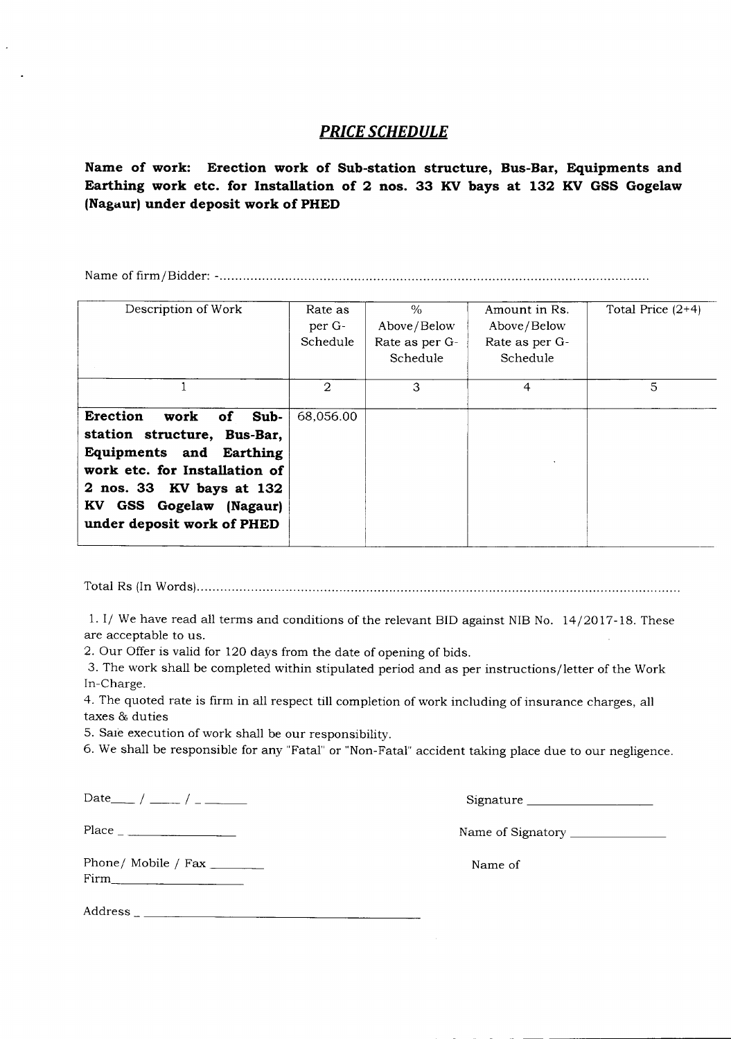## ***PRICE SCHEDULE***

**Name of work: Erection work of Sub-station structure, Bus-Bar, Equipments and Earthing work etc. for Installation of 2 nos. 33 KV bays at 132 KV GSS Gogelaw (Nagaur) under deposit work of PHED**

Name of firm/Bidder: -...............................................................................................................

| Description of Work | Rate as per G-Schedule | % Above/Below Rate as per G-Schedule | Amount in Rs. Above/Below Rate as per G-Schedule | Total Price (2+4) |
|---|---|---|---|---|
| 1 | 2 | 3 | 4 | 5 |
| **Erection work of Sub-station structure, Bus-Bar, Equipments and Earthing work etc. for Installation of 2 nos. 33 KV bays at 132 KV GSS Gogelaw (Nagaur) under deposit work of PHED** | 68,056.00 | | | |

Total Rs (In Words)...........................................................................................................................

1. I/ We have read all terms and conditions of the relevant BID against NIB No. 14/2017-18. These are acceptable to us.
2. Our Offer is valid for 120 days from the date of opening of bids.
3. The work shall be completed within stipulated period and as per instructions/letter of the Work In-Charge.
4. The quoted rate is firm in all respect till completion of work including of insurance charges, all taxes & duties
5. Saie execution of work shall be our responsibility.
6. We shall be responsible for any "Fatal" or "Non-Fatal" accident taking place due to our negligence.

Date____ / _____ / _ _______

Place _ __________________

Phone/ Mobile / Fax ________

Firm____________________

Address _ ____________________________________________

Signature ____________________

Name of Signatory _______________

Name of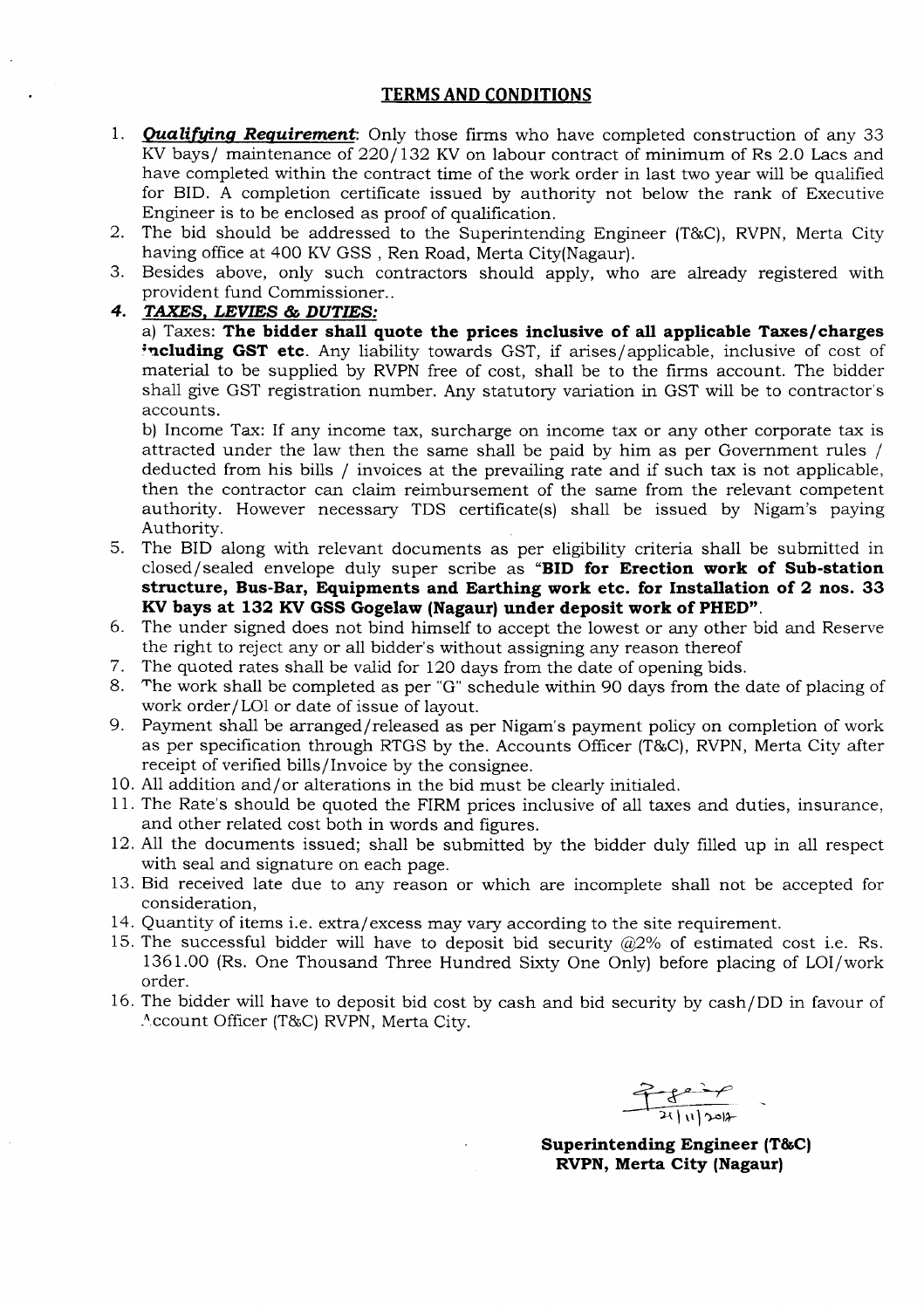## TERMS AND CONDITIONS

1. ***Qualifying Requirement***: Only those firms who have completed construction of any 33 KV bays/ maintenance of 220/132 KV on labour contract of minimum of Rs 2.0 Lacs and have completed within the contract time of the work order in last two year will be qualified for BID. A completion certificate issued by authority not below the rank of Executive Engineer is to be enclosed as proof of qualification.
2. The bid should be addressed to the Superintending Engineer (T&C), RVPN, Merta City having office at 400 KV GSS , Ren Road, Merta City(Nagaur).
3. Besides above, only such contractors should apply, who are already registered with provident fund Commissioner..
4. ***TAXES, LEVIES & DUTIES:***

   a) Taxes: **The bidder shall quote the prices inclusive of all applicable Taxes/charges including GST etc.** Any liability towards GST, if arises/applicable, inclusive of cost of material to be supplied by RVPN free of cost, shall be to the firms account. The bidder shall give GST registration number. Any statutory variation in GST will be to contractor's accounts.

   b) Income Tax: If any income tax, surcharge on income tax or any other corporate tax is attracted under the law then the same shall be paid by him as per Government rules / deducted from his bills / invoices at the prevailing rate and if such tax is not applicable, then the contractor can claim reimbursement of the same from the relevant competent authority. However necessary TDS certificate(s) shall be issued by Nigam's paying Authority.
5. The BID along with relevant documents as per eligibility criteria shall be submitted in closed/sealed envelope duly super scribe as **"BID for Erection work of Sub-station structure, Bus-Bar, Equipments and Earthing work etc. for Installation of 2 nos. 33 KV bays at 132 KV GSS Gogelaw (Nagaur) under deposit work of PHED"**.
6. The under signed does not bind himself to accept the lowest or any other bid and Reserve the right to reject any or all bidder's without assigning any reason thereof
7. The quoted rates shall be valid for 120 days from the date of opening bids.
8. The work shall be completed as per "G" schedule within 90 days from the date of placing of work order/LOI or date of issue of layout.
9. Payment shall be arranged/released as per Nigam's payment policy on completion of work as per specification through RTGS by the. Accounts Officer (T&C), RVPN, Merta City after receipt of verified bills/Invoice by the consignee.
10. All addition and/or alterations in the bid must be clearly initialed.
11. The Rate's should be quoted the FIRM prices inclusive of all taxes and duties, insurance, and other related cost both in words and figures.
12. All the documents issued; shall be submitted by the bidder duly filled up in all respect with seal and signature on each page.
13. Bid received late due to any reason or which are incomplete shall not be accepted for consideration,
14. Quantity of items i.e. extra/excess may vary according to the site requirement.
15. The successful bidder will have to deposit bid security @2% of estimated cost i.e. Rs. 1361.00 (Rs. One Thousand Three Hundred Sixty One Only) before placing of LOI/work order.
16. The bidder will have to deposit bid cost by cash and bid security by cash/DD in favour of Account Officer (T&C) RVPN, Merta City.

21/11/2017

**Superintending Engineer (T&C)**
**RVPN, Merta City (Nagaur)**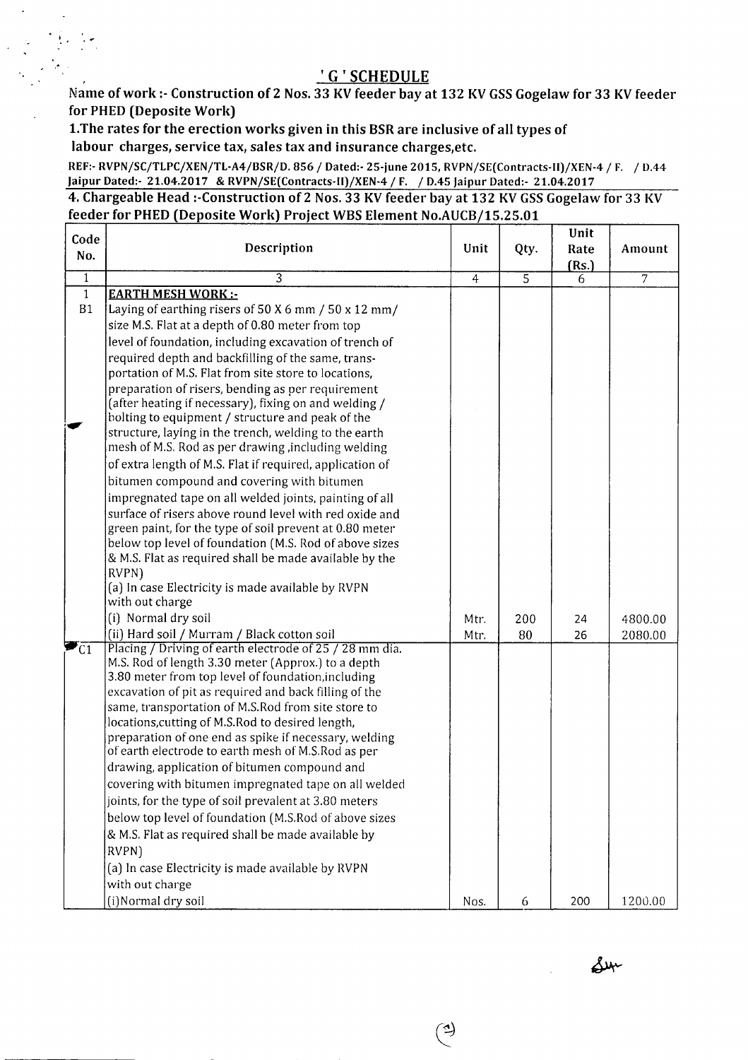## 'G' SCHEDULE

**Name of work :- Construction of 2 Nos. 33 KV feeder bay at 132 KV GSS Gogelaw for 33 KV feeder for PHED (Deposite Work)**

**1.The rates for the erection works given in this BSR are inclusive of all types of labour charges, service tax, sales tax and insurance charges,etc.**

**REF:- RVPN/SC/TLPC/XEN/TL-A4/BSR/D. 856 / Dated:- 25-june 2015, RVPN/SE(Contracts-II)/XEN-4 / F. / D.44 Jaipur Dated:- 21.04.2017 & RVPN/SE(Contracts-II)/XEN-4 / F. / D.45 Jaipur Dated:- 21.04.2017**

**4. Chargeable Head :-Construction of 2 Nos. 33 KV feeder bay at 132 KV GSS Gogelaw for 33 KV feeder for PHED (Deposite Work) Project WBS Element No.AUCB/15.25.01**

| Code No. | Description | Unit | Qty. | Unit Rate (Rs.) | Amount |
|---|---|---|---|---|---|
| 1 | 3 | 4 | 5 | 6 | 7 |
| 1 | **EARTH MESH WORK :-** | | | | |
| B1 | Laying of earthing risers of 50 X 6 mm / 50 x 12 mm/ size M.S. Flat at a depth of 0.80 meter from top level of foundation, including excavation of trench of required depth and backfilling of the same, transportation of M.S. Flat from site store to locations, preparation of risers, bending as per requirement (after heating if necessary), fixing on and welding / bolting to equipment / structure and peak of the structure, laying in the trench, welding to the earth mesh of M.S. Rod as per drawing ,including welding of extra length of M.S. Flat if required, application of bitumen compound and covering with bitumen impregnated tape on all welded joints, painting of all surface of risers above round level with red oxide and green paint, for the type of soil prevent at 0.80 meter below top level of foundation (M.S. Rod of above sizes & M.S. Flat as required shall be made available by the RVPN) | | | | |
| | (a) In case Electricity is made available by RVPN with out charge | | | | |
| | (i) Normal dry soil | Mtr. | 200 | 24 | 4800.00 |
| | (ii) Hard soil / Murram / Black cotton soil | Mtr. | 80 | 26 | 2080.00 |
| C1 | Placing / Driving of earth electrode of 25 / 28 mm dia. M.S. Rod of length 3.30 meter (Approx.) to a depth 3.80 meter from top level of foundation,including excavation of pit as required and back filling of the same, transportation of M.S.Rod from site store to locations,cutting of M.S.Rod to desired length, preparation of one end as spike if necessary, welding of earth electrode to earth mesh of M.S.Rod as per drawing, application of bitumen compound and covering with bitumen impregnated tape on all welded joints, for the type of soil prevalent at 3.80 meters below top level of foundation (M.S.Rod of above sizes & M.S. Flat as required shall be made available by RVPN) | | | | |
| | (a) In case Electricity is made available by RVPN with out charge | | | | |
| | (i)Normal dry soil | Nos. | 6 | 200 | 1200.00 |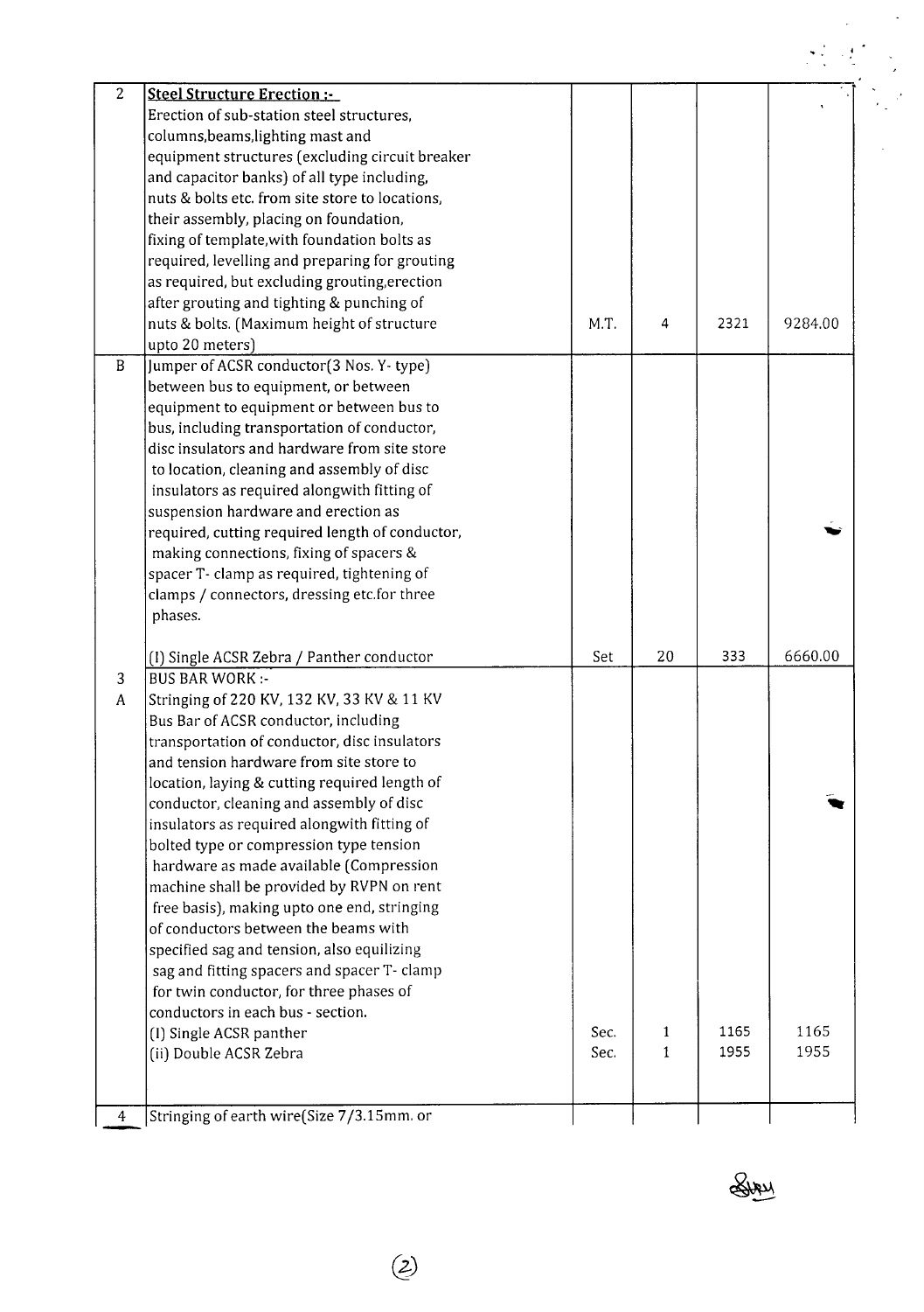| | | | | | |
|---|---|---|---|---|---|
| 2 | **Steel Structure Erection :-** Erection of sub-station steel structures, columns,beams,lighting mast and equipment structures (excluding circuit breaker and capacitor banks) of all type including, nuts & bolts etc. from site store to locations, their assembly, placing on foundation, fixing of template,with foundation bolts as required, levelling and preparing for grouting as required, but excluding grouting,erection after grouting and tighting & punching of nuts & bolts. (Maximum height of structure upto 20 meters) | M.T. | 4 | 2321 | 9284.00 |
| B | Jumper of ACSR conductor(3 Nos. Y- type) between bus to equipment, or between equipment to equipment or between bus to bus, including transportation of conductor, disc insulators and hardware from site store to location, cleaning and assembly of disc insulators as required alongwith fitting of suspension hardware and erection as required, cutting required length of conductor, making connections, fixing of spacers & spacer T- clamp as required, tightening of clamps / connectors, dressing etc.for three phases. | | | | |
| | (I) Single ACSR Zebra / Panther conductor | Set | 20 | 333 | 6660.00 |
| 3 | BUS BAR WORK :- | | | | |
| A | Stringing of 220 KV, 132 KV, 33 KV & 11 KV Bus Bar of ACSR conductor, including transportation of conductor, disc insulators and tension hardware from site store to location, laying & cutting required length of conductor, cleaning and assembly of disc insulators as required alongwith fitting of bolted type or compression type tension hardware as made available (Compression machine shall be provided by RVPN on rent free basis), making upto one end, stringing of conductors between the beams with specified sag and tension, also equilizing sag and fitting spacers and spacer T- clamp for twin conductor, for three phases of conductors in each bus - section. | | | | |
| | (I) Single ACSR panther | Sec. | 1 | 1165 | 1165 |
| | (ii) Double ACSR Zebra | Sec. | 1 | 1955 | 1955 |
| 4 | Stringing of earth wire(Size 7/3.15mm. or | | | | |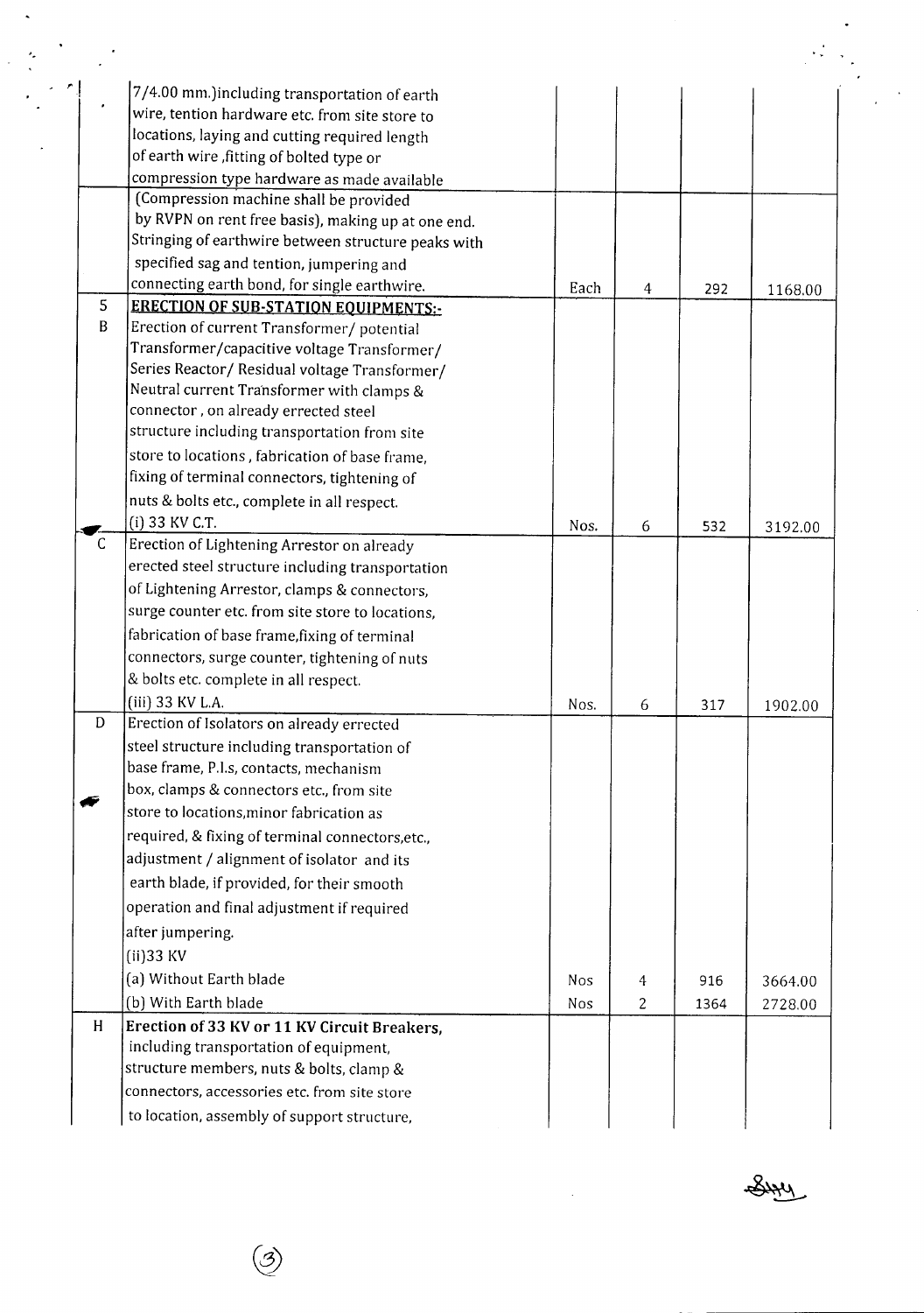| | | | | | |
|---|---|---|---|---|---|
| | 7/4.00 mm.)including transportation of earth wire, tention hardware etc. from site store to locations, laying and cutting required length of earth wire ,fitting of bolted type or compression type hardware as made available | | | | |
| | (Compression machine shall be provided by RVPN on rent free basis), making up at one end. Stringing of earthwire between structure peaks with specified sag and tention, jumpering and connecting earth bond, for single earthwire. | Each | 4 | 292 | 1168.00 |
| 5 | **ERECTION OF SUB-STATION EQUIPMENTS:-** | | | | |
| B | Erection of current Transformer/ potential Transformer/capacitive voltage Transformer/ Series Reactor/ Residual voltage Transformer/ Neutral current Transformer with clamps & connector , on already errected steel structure including transportation from site store to locations , fabrication of base frame, fixing of terminal connectors, tightening of nuts & bolts etc., complete in all respect.<br>(i) 33 KV C.T. | Nos. | 6 | 532 | 3192.00 |
| C | Erection of Lightening Arrestor on already erected steel structure including transportation of Lightening Arrestor, clamps & connectors, surge counter etc. from site store to locations, fabrication of base frame,fixing of terminal connectors, surge counter, tightening of nuts & bolts etc. complete in all respect.<br>(iii) 33 KV L.A. | Nos. | 6 | 317 | 1902.00 |
| D | Erection of Isolators on already errected steel structure including transportation of base frame, P.I.s, contacts, mechanism box, clamps & connectors etc., from site store to locations,minor fabrication as required, & fixing of terminal connectors,etc., adjustment / alignment of isolator and its earth blade, if provided, for their smooth operation and final adjustment if required after jumpering.<br>(ii)33 KV | | | | |
| | (a) Without Earth blade | Nos | 4 | 916 | 3664.00 |
| | (b) With Earth blade | Nos | 2 | 1364 | 2728.00 |
| H | **Erection of 33 KV or 11 KV Circuit Breakers,** including transportation of equipment, structure members, nuts & bolts, clamp & connectors, accessories etc. from site store to location, assembly of support structure, | | | | |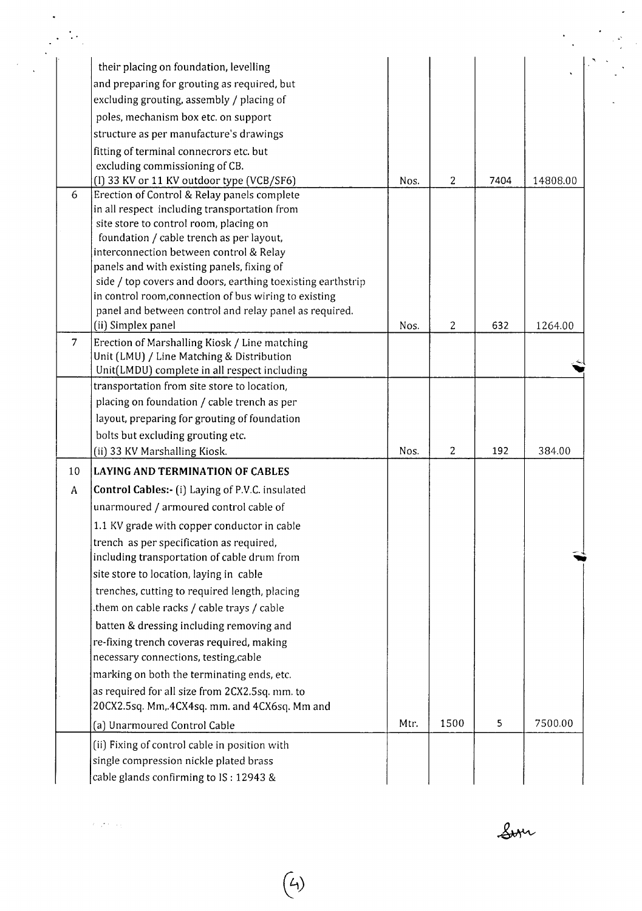| | | | | | |
|---|---|---|---|---|---|
| | their placing on foundation, levelling and preparing for grouting as required, but excluding grouting, assembly / placing of poles, mechanism box etc. on support structure as per manufacture's drawings fitting of terminal connecrors etc. but excluding commissioning of CB. (I) 33 KV or 11 KV outdoor type (VCB/SF6) | Nos. | 2 | 7404 | 14808.00 |
| 6 | Erection of Control & Relay panels complete in all respect including transportation from site store to control room, placing on foundation / cable trench as per layout, interconnection between control & Relay panels and with existing panels, fixing of side / top covers and doors, earthing toexisting earthstrip in control room,connection of bus wiring to existing panel and between control and relay panel as required. (ii) Simplex panel | Nos. | 2 | 632 | 1264.00 |
| 7 | Erection of Marshalling Kiosk / Line matching Unit (LMU) / Line Matching & Distribution Unit(LMDU) complete in all respect including | | | | |
| | transportation from site store to location, placing on foundation / cable trench as per layout, preparing for grouting of foundation bolts but excluding grouting etc. (ii) 33 KV Marshalling Kiosk. | Nos. | 2 | 192 | 384.00 |
| 10 | **LAYING AND TERMINATION OF CABLES** | | | | |
| A | **Control Cables:-** (i) Laying of P.V.C. insulated unarmoured / armoured control cable of 1.1 KV grade with copper conductor in cable trench as per specification as required, including transportation of cable drum from site store to location, laying in cable trenches, cutting to required length, placing .them on cable racks / cable trays / cable batten & dressing including removing and re-fixing trench coveras required, making necessary connections, testing,cable marking on both the terminating ends, etc. as required for all size from 2CX2.5sq. mm. to 20CX2.5sq. Mm,.4CX4sq. mm. and 4CX6sq. Mm and (a) Unarmoured Control Cable | Mtr. | 1500 | 5 | 7500.00 |
| | (ii) Fixing of control cable in position with single compression nickle plated brass cable glands confirming to IS : 12943 & | | | | |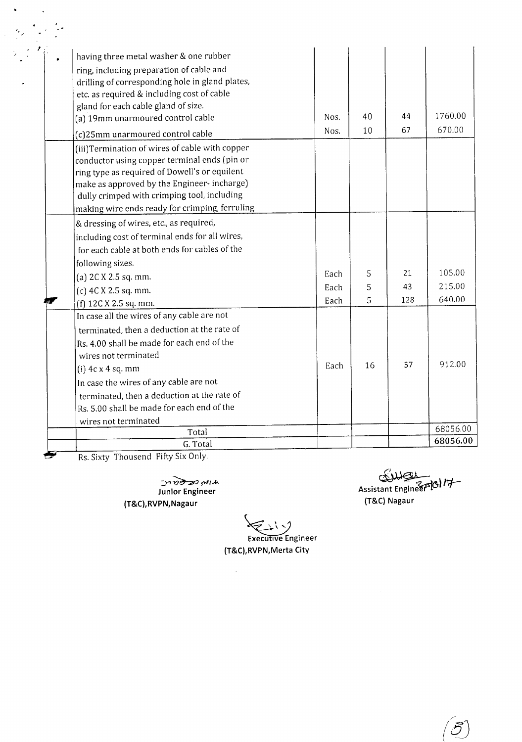| | | | | | |
|---|---|---|---|---|---|
| | having three metal washer & one rubber ring, including preparation of cable and drilling of corresponding hole in gland plates, etc. as required & including cost of cable gland for each cable gland of size. | | | | |
| | (a) 19mm unarmoured control cable | Nos. | 40 | 44 | 1760.00 |
| | (c)25mm unarmoured control cable | Nos. | 10 | 67 | 670.00 |
| | (iii)Termination of wires of cable with copper conductor using copper terminal ends (pin or ring type as required of Dowell's or equilent make as approved by the Engineer- incharge) dully crimped with crimping tool, including making wire ends ready for crimping, ferruling | | | | |
| | & dressing of wires, etc., as required, including cost of terminal ends for all wires, for each cable at both ends for cables of the following sizes. | | | | |
| | (a) 2C X 2.5 sq. mm. | Each | 5 | 21 | 105.00 |
| | (c) 4C X 2.5 sq. mm. | Each | 5 | 43 | 215.00 |
| | (f) 12C X 2.5 sq. mm. | Each | 5 | 128 | 640.00 |
| | In case all the wires of any cable are not terminated, then a deduction at the rate of Rs. 4.00 shall be made for each end of the wires not terminated<br>(i) 4c x 4 sq. mm<br>In case the wires of any cable are not terminated, then a deduction at the rate of Rs. 5.00 shall be made for each end of the wires not terminated | Each | 16 | 57 | 912.00 |
| | Total | | | | 68056.00 |
| | G. Total | | | | **68056.00** |

Rs. Sixty Thousend Fifty Six Only.

**Junior Engineer**
**(T&C),RVPN,Nagaur**

Assistant Engineer 30/6/17
(T&C) Nagaur

**Executive Engineer**
**(T&C),RVPN,Merta City**